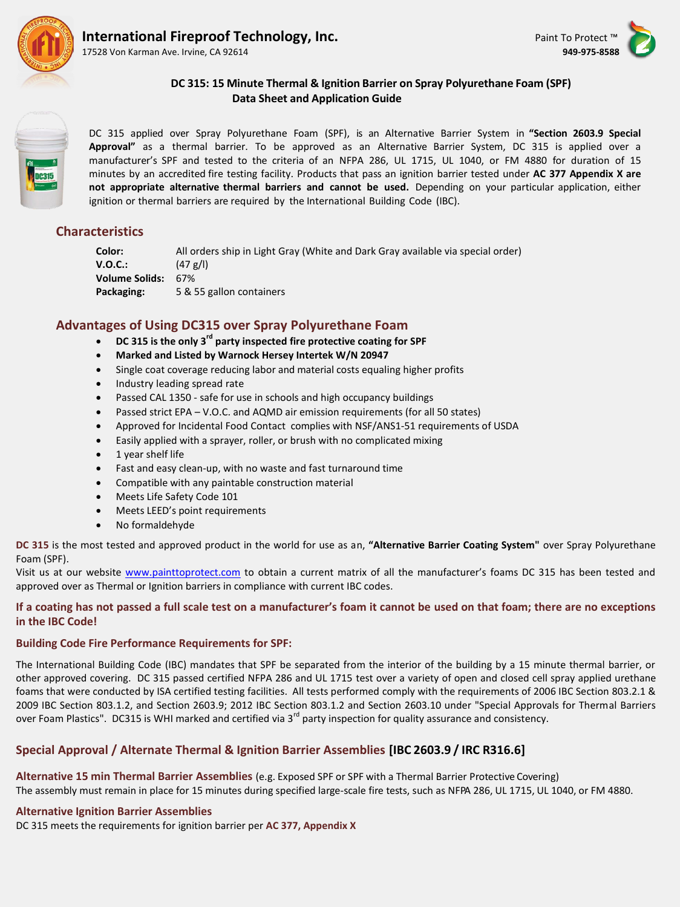**International Fireproof Technology, Inc.**
17528 Von Karman Ave. Irvine, CA 92614

Paint To Protect ™
**949-975-8588**

# DC 315: 15 Minute Thermal & Ignition Barrier on Spray Polyurethane Foam (SPF)
## Data Sheet and Application Guide

DC 315 applied over Spray Polyurethane Foam (SPF), is an Alternative Barrier System in **"Section 2603.9 Special Approval"** as a thermal barrier. To be approved as an Alternative Barrier System, DC 315 is applied over a manufacturer's SPF and tested to the criteria of an NFPA 286, UL 1715, UL 1040, or FM 4880 for duration of 15 minutes by an accredited fire testing facility. Products that pass an ignition barrier tested under **AC 377 Appendix X are not appropriate alternative thermal barriers and cannot be used.** Depending on your particular application, either ignition or thermal barriers are required by the International Building Code (IBC).

## Characteristics

| | |
|---|---|
| **Color:** | All orders ship in Light Gray (White and Dark Gray available via special order) |
| **V.O.C.:** | (47 g/l) |
| **Volume Solids:** | 67% |
| **Packaging:** | 5 & 55 gallon containers |

## Advantages of Using DC315 over Spray Polyurethane Foam

- **DC 315 is the only 3rd party inspected fire protective coating for SPF**
- **Marked and Listed by Warnock Hersey Intertek W/N 20947**
- Single coat coverage reducing labor and material costs equaling higher profits
- Industry leading spread rate
- Passed CAL 1350 - safe for use in schools and high occupancy buildings
- Passed strict EPA – V.O.C. and AQMD air emission requirements (for all 50 states)
- Approved for Incidental Food Contact complies with NSF/ANS1-51 requirements of USDA
- Easily applied with a sprayer, roller, or brush with no complicated mixing
- 1 year shelf life
- Fast and easy clean-up, with no waste and fast turnaround time
- Compatible with any paintable construction material
- Meets Life Safety Code 101
- Meets LEED's point requirements
- No formaldehyde

**DC 315** is the most tested and approved product in the world for use as an, **"Alternative Barrier Coating System"** over Spray Polyurethane Foam (SPF).
Visit us at our website www.painttoprotect.com to obtain a current matrix of all the manufacturer's foams DC 315 has been tested and approved over as Thermal or Ignition barriers in compliance with current IBC codes.

**If a coating has not passed a full scale test on a manufacturer's foam it cannot be used on that foam; there are no exceptions in the IBC Code!**

### Building Code Fire Performance Requirements for SPF:

The International Building Code (IBC) mandates that SPF be separated from the interior of the building by a 15 minute thermal barrier, or other approved covering. DC 315 passed certified NFPA 286 and UL 1715 test over a variety of open and closed cell spray applied urethane foams that were conducted by ISA certified testing facilities. All tests performed comply with the requirements of 2006 IBC Section 803.2.1 & 2009 IBC Section 803.1.2, and Section 2603.9; 2012 IBC Section 803.1.2 and Section 2603.10 under "Special Approvals for Thermal Barriers over Foam Plastics". DC315 is WHI marked and certified via 3rd party inspection for quality assurance and consistency.

## Special Approval / Alternate Thermal & Ignition Barrier Assemblies [IBC 2603.9 / IRC R316.6]

**Alternative 15 min Thermal Barrier Assemblies** (e.g. Exposed SPF or SPF with a Thermal Barrier Protective Covering)
The assembly must remain in place for 15 minutes during specified large-scale fire tests, such as NFPA 286, UL 1715, UL 1040, or FM 4880.

**Alternative Ignition Barrier Assemblies**
DC 315 meets the requirements for ignition barrier per **AC 377, Appendix X**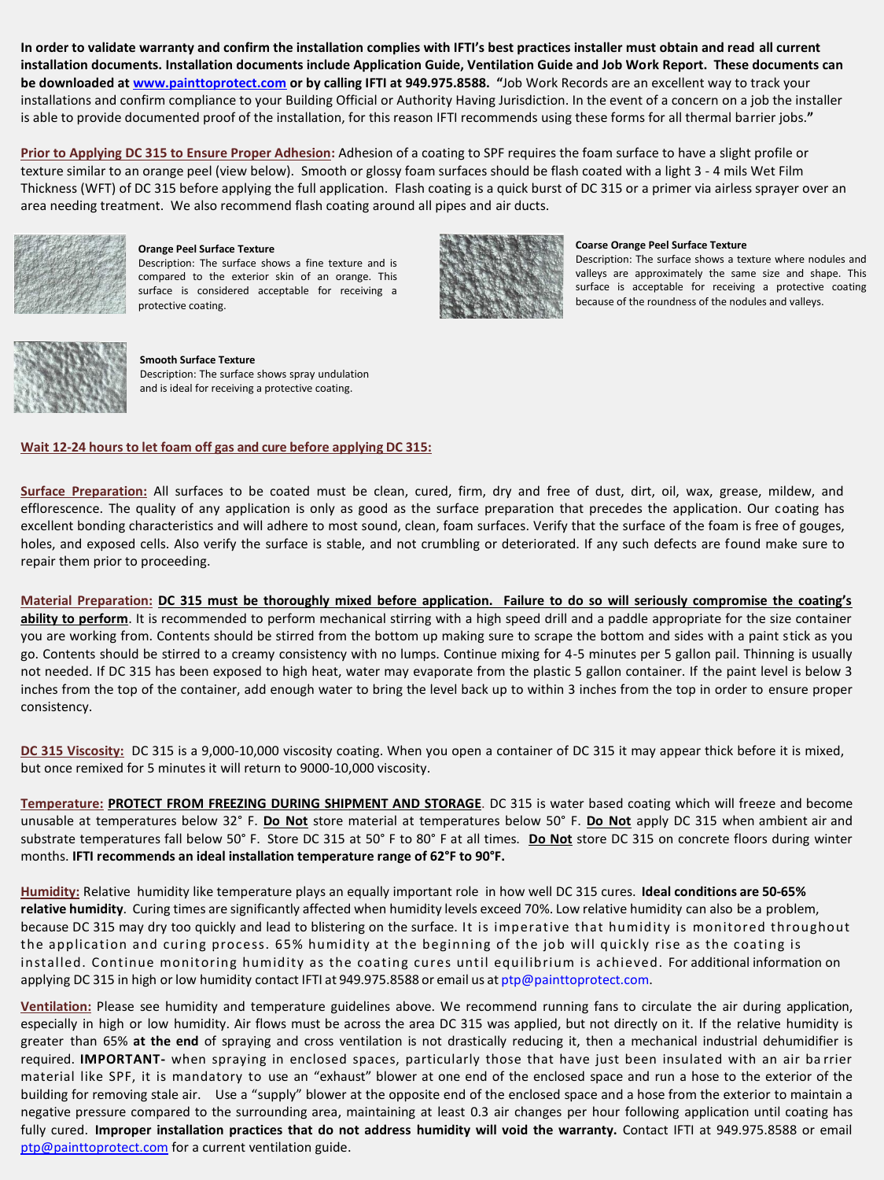**In order to validate warranty and confirm the installation complies with IFTI's best practices installer must obtain and read all current installation documents. Installation documents include Application Guide, Ventilation Guide and Job Work Report. These documents can be downloaded at [www.painttoprotect.com](http://www.painttoprotect.com) or by calling IFTI at 949.975.8588. "**Job Work Records are an excellent way to track your installations and confirm compliance to your Building Official or Authority Having Jurisdiction. In the event of a concern on a job the installer is able to provide documented proof of the installation, for this reason IFTI recommends using these forms for all thermal barrier jobs.**"**

**Prior to Applying DC 315 to Ensure Proper Adhesion:** Adhesion of a coating to SPF requires the foam surface to have a slight profile or texture similar to an orange peel (view below). Smooth or glossy foam surfaces should be flash coated with a light 3 - 4 mils Wet Film Thickness (WFT) of DC 315 before applying the full application. Flash coating is a quick burst of DC 315 or a primer via airless sprayer over an area needing treatment. We also recommend flash coating around all pipes and air ducts.

**Orange Peel Surface Texture**
Description: The surface shows a fine texture and is compared to the exterior skin of an orange. This surface is considered acceptable for receiving a protective coating.

**Coarse Orange Peel Surface Texture**
Description: The surface shows a texture where nodules and valleys are approximately the same size and shape. This surface is acceptable for receiving a protective coating because of the roundness of the nodules and valleys.

**Smooth Surface Texture**
Description: The surface shows spray undulation and is ideal for receiving a protective coating.

**Wait 12-24 hours to let foam off gas and cure before applying DC 315:**

**Surface Preparation:** All surfaces to be coated must be clean, cured, firm, dry and free of dust, dirt, oil, wax, grease, mildew, and efflorescence. The quality of any application is only as good as the surface preparation that precedes the application. Our coating has excellent bonding characteristics and will adhere to most sound, clean, foam surfaces. Verify that the surface of the foam is free of gouges, holes, and exposed cells. Also verify the surface is stable, and not crumbling or deteriorated. If any such defects are found make sure to repair them prior to proceeding.

**Material Preparation:** **DC 315 must be thoroughly mixed before application. Failure to do so will seriously compromise the coating's ability to perform**. It is recommended to perform mechanical stirring with a high speed drill and a paddle appropriate for the size container you are working from. Contents should be stirred from the bottom up making sure to scrape the bottom and sides with a paint stick as you go. Contents should be stirred to a creamy consistency with no lumps. Continue mixing for 4-5 minutes per 5 gallon pail. Thinning is usually not needed. If DC 315 has been exposed to high heat, water may evaporate from the plastic 5 gallon container. If the paint level is below 3 inches from the top of the container, add enough water to bring the level back up to within 3 inches from the top in order to ensure proper consistency.

**DC 315 Viscosity:** DC 315 is a 9,000-10,000 viscosity coating. When you open a container of DC 315 it may appear thick before it is mixed, but once remixed for 5 minutes it will return to 9000-10,000 viscosity.

**Temperature:** **PROTECT FROM FREEZING DURING SHIPMENT AND STORAGE**. DC 315 is water based coating which will freeze and become unusable at temperatures below 32° F. **Do Not** store material at temperatures below 50° F. **Do Not** apply DC 315 when ambient air and substrate temperatures fall below 50° F. Store DC 315 at 50° F to 80° F at all times. **Do Not** store DC 315 on concrete floors during winter months. **IFTI recommends an ideal installation temperature range of 62°F to 90°F.**

**Humidity:** Relative humidity like temperature plays an equally important role in how well DC 315 cures. **Ideal conditions are 50-65% relative humidity**. Curing times are significantly affected when humidity levels exceed 70%. Low relative humidity can also be a problem, because DC 315 may dry too quickly and lead to blistering on the surface. It is imperative that humidity is monitored throughout the application and curing process. 65% humidity at the beginning of the job will quickly rise as the coating is installed. Continue monitoring humidity as the coating cures until equilibrium is achieved. For additional information on applying DC 315 in high or low humidity contact IFTI at 949.975.8588 or email us at ptp@painttoprotect.com.

**Ventilation:** Please see humidity and temperature guidelines above. We recommend running fans to circulate the air during application, especially in high or low humidity. Air flows must be across the area DC 315 was applied, but not directly on it. If the relative humidity is greater than 65% **at the end** of spraying and cross ventilation is not drastically reducing it, then a mechanical industrial dehumidifier is required. **IMPORTANT-** when spraying in enclosed spaces, particularly those that have just been insulated with an air barrier material like SPF, it is mandatory to use an "exhaust" blower at one end of the enclosed space and run a hose to the exterior of the building for removing stale air. Use a "supply" blower at the opposite end of the enclosed space and a hose from the exterior to maintain a negative pressure compared to the surrounding area, maintaining at least 0.3 air changes per hour following application until coating has fully cured. **Improper installation practices that do not address humidity will void the warranty.** Contact IFTI at 949.975.8588 or email [ptp@painttoprotect.com](mailto:ptp@painttoprotect.com) for a current ventilation guide.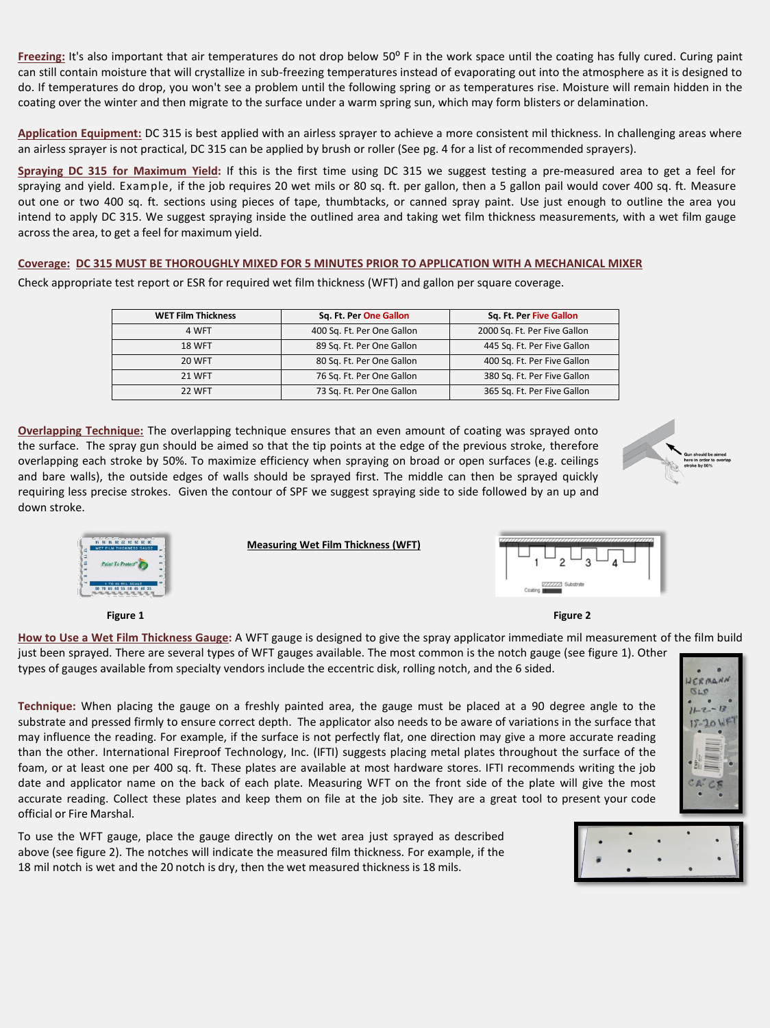**Freezing:** It's also important that air temperatures do not drop below 50º F in the work space until the coating has fully cured. Curing paint can still contain moisture that will crystallize in sub-freezing temperatures instead of evaporating out into the atmosphere as it is designed to do. If temperatures do drop, you won't see a problem until the following spring or as temperatures rise. Moisture will remain hidden in the coating over the winter and then migrate to the surface under a warm spring sun, which may form blisters or delamination.

**Application Equipment:** DC 315 is best applied with an airless sprayer to achieve a more consistent mil thickness. In challenging areas where an airless sprayer is not practical, DC 315 can be applied by brush or roller (See pg. 4 for a list of recommended sprayers).

**Spraying DC 315 for Maximum Yield:** If this is the first time using DC 315 we suggest testing a pre-measured area to get a feel for spraying and yield. Example, if the job requires 20 wet mils or 80 sq. ft. per gallon, then a 5 gallon pail would cover 400 sq. ft. Measure out one or two 400 sq. ft. sections using pieces of tape, thumbtacks, or canned spray paint. Use just enough to outline the area you intend to apply DC 315. We suggest spraying inside the outlined area and taking wet film thickness measurements, with a wet film gauge across the area, to get a feel for maximum yield.

**Coverage: DC 315 MUST BE THOROUGHLY MIXED FOR 5 MINUTES PRIOR TO APPLICATION WITH A MECHANICAL MIXER**

Check appropriate test report or ESR for required wet film thickness (WFT) and gallon per square coverage.

| WET Film Thickness | Sq. Ft. Per One Gallon | Sq. Ft. Per Five Gallon |
|---|---|---|
| 4 WFT | 400 Sq. Ft. Per One Gallon | 2000 Sq. Ft. Per Five Gallon |
| 18 WFT | 89 Sq. Ft. Per One Gallon | 445 Sq. Ft. Per Five Gallon |
| 20 WFT | 80 Sq. Ft. Per One Gallon | 400 Sq. Ft. Per Five Gallon |
| 21 WFT | 76 Sq. Ft. Per One Gallon | 380 Sq. Ft. Per Five Gallon |
| 22 WFT | 73 Sq. Ft. Per One Gallon | 365 Sq. Ft. Per Five Gallon |

**Overlapping Technique:** The overlapping technique ensures that an even amount of coating was sprayed onto the surface. The spray gun should be aimed so that the tip points at the edge of the previous stroke, therefore overlapping each stroke by 50%. To maximize efficiency when spraying on broad or open surfaces (e.g. ceilings and bare walls), the outside edges of walls should be sprayed first. The middle can then be sprayed quickly requiring less precise strokes. Given the contour of SPF we suggest spraying side to side followed by an up and down stroke.

Gun should be aimed here in order to overlap stroke by 50%

**Measuring Wet Film Thickness (WFT)**

Figure 1

Figure 2

**How to Use a Wet Film Thickness Gauge:** A WFT gauge is designed to give the spray applicator immediate mil measurement of the film build just been sprayed. There are several types of WFT gauges available. The most common is the notch gauge (see figure 1). Other types of gauges available from specialty vendors include the eccentric disk, rolling notch, and the 6 sided.

**Technique:** When placing the gauge on a freshly painted area, the gauge must be placed at a 90 degree angle to the substrate and pressed firmly to ensure correct depth. The applicator also needs to be aware of variations in the surface that may influence the reading. For example, if the surface is not perfectly flat, one direction may give a more accurate reading than the other. International Fireproof Technology, Inc. (IFTI) suggests placing metal plates throughout the surface of the foam, or at least one per 400 sq. ft. These plates are available at most hardware stores. IFTI recommends writing the job date and applicator name on the back of each plate. Measuring WFT on the front side of the plate will give the most accurate reading. Collect these plates and keep them on file at the job site. They are a great tool to present your code official or Fire Marshal.

To use the WFT gauge, place the gauge directly on the wet area just sprayed as described above (see figure 2). The notches will indicate the measured film thickness. For example, if the 18 mil notch is wet and the 20 notch is dry, then the wet measured thickness is 18 mils.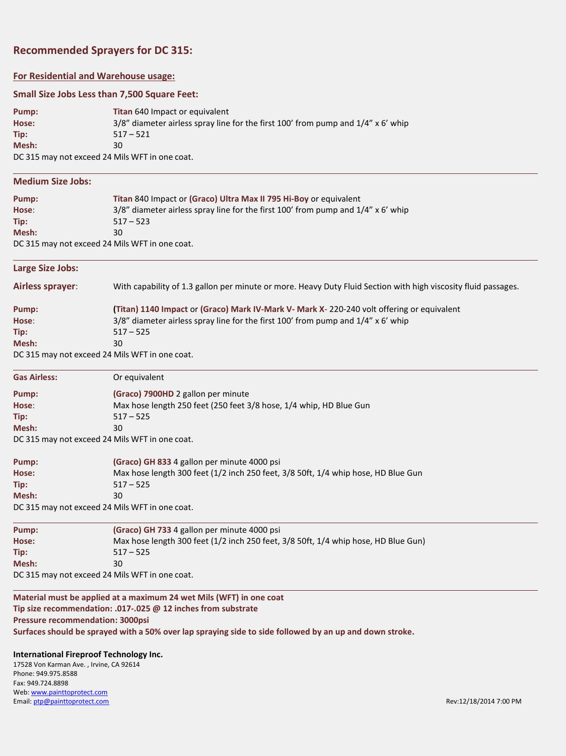## Recommended Sprayers for DC 315:

### For Residential and Warehouse usage:

### Small Size Jobs Less than 7,500 Square Feet:

**Pump:** **Titan** 640 Impact or equivalent
**Hose:** 3/8" diameter airless spray line for the first 100' from pump and 1/4" x 6' whip
**Tip:** 517 – 521
**Mesh:** 30
DC 315 may not exceed 24 Mils WFT in one coat.

---

### Medium Size Jobs:

**Pump:** **Titan** 840 Impact or **(Graco) Ultra Max II 795 Hi-Boy** or equivalent
**Hose**: 3/8" diameter airless spray line for the first 100' from pump and 1/4" x 6' whip
**Tip:** 517 – 523
**Mesh:** 30
DC 315 may not exceed 24 Mils WFT in one coat.

---

### Large Size Jobs:

**Airless sprayer**: With capability of 1.3 gallon per minute or more. Heavy Duty Fluid Section with high viscosity fluid passages.

**Pump:** **(Titan) 1140 Impact** or **(Graco) Mark IV-Mark V- Mark X**- 220-240 volt offering or equivalent
**Hose**: 3/8" diameter airless spray line for the first 100' from pump and 1/4" x 6' whip
**Tip:** 517 – 525
**Mesh:** 30
DC 315 may not exceed 24 Mils WFT in one coat.

---

**Gas Airless:** Or equivalent

**Pump:** **(Graco) 7900HD** 2 gallon per minute
**Hose**: Max hose length 250 feet (250 feet 3/8 hose, 1/4 whip, HD Blue Gun
**Tip:** 517 – 525
**Mesh:** 30
DC 315 may not exceed 24 Mils WFT in one coat.

**Pump:** **(Graco) GH 833** 4 gallon per minute 4000 psi
**Hose:** Max hose length 300 feet (1/2 inch 250 feet, 3/8 50ft, 1/4 whip hose, HD Blue Gun
**Tip:** 517 – 525
**Mesh:** 30
DC 315 may not exceed 24 Mils WFT in one coat.

---

**Pump:** **(Graco) GH 733** 4 gallon per minute 4000 psi
**Hose:** Max hose length 300 feet (1/2 inch 250 feet, 3/8 50ft, 1/4 whip hose, HD Blue Gun)
**Tip:** 517 – 525
**Mesh:** 30
DC 315 may not exceed 24 Mils WFT in one coat.

---

**Material must be applied at a maximum 24 wet Mils (WFT) in one coat**
**Tip size recommendation: .017-.025 @ 12 inches from substrate**
**Pressure recommendation: 3000psi**
**Surfaces should be sprayed with a 50% over lap spraying side to side followed by an up and down stroke.**

**International Fireproof Technology Inc.**
17528 Von Karman Ave. , Irvine, CA 92614
Phone: 949.975.8588
Fax: 949.724.8898
Web: www.painttoprotect.com
Email: ptp@painttoprotect.com

Rev:12/18/2014 7:00 PM